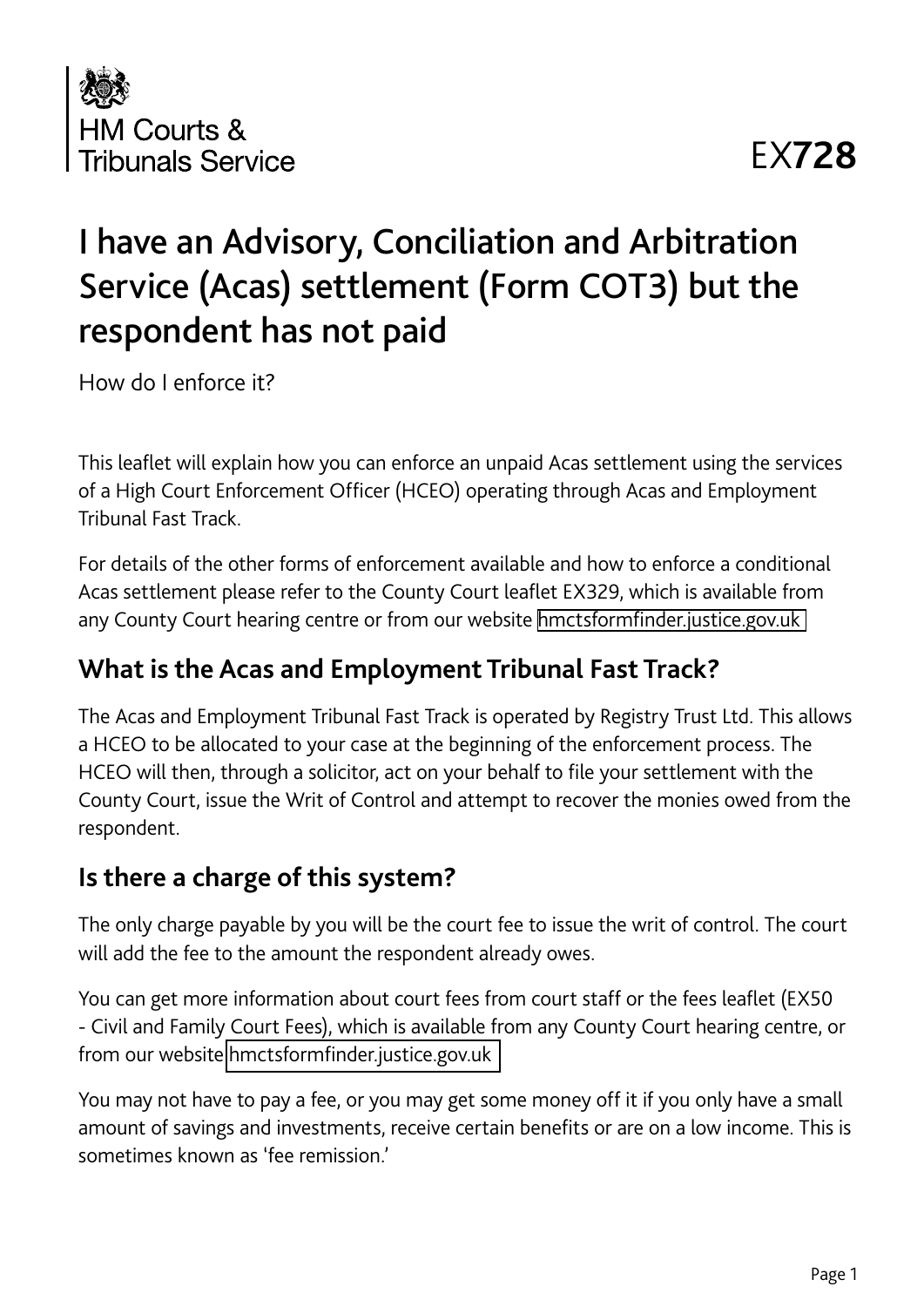HM Courts & Tribunals Service

EX**728**

# I have an Advisory, Conciliation and Arbitration Service (Acas) settlement (Form COT3) but the respondent has not paid

How do I enforce it?

This leaflet will explain how you can enforce an unpaid Acas settlement using the services of a High Court Enforcement Officer (HCEO) operating through Acas and Employment Tribunal Fast Track.

For details of the other forms of enforcement available and how to enforce a conditional Acas settlement please refer to the County Court leaflet EX329, which is available from any County Court hearing centre or from our website hmctsformfinder.justice.gov.uk

## What is the Acas and Employment Tribunal Fast Track?

The Acas and Employment Tribunal Fast Track is operated by Registry Trust Ltd. This allows a HCEO to be allocated to your case at the beginning of the enforcement process. The HCEO will then, through a solicitor, act on your behalf to file your settlement with the County Court, issue the Writ of Control and attempt to recover the monies owed from the respondent.

## Is there a charge of this system?

The only charge payable by you will be the court fee to issue the writ of control. The court will add the fee to the amount the respondent already owes.

You can get more information about court fees from court staff or the fees leaflet (EX50 - Civil and Family Court Fees), which is available from any County Court hearing centre, or from our website hmctsformfinder.justice.gov.uk

You may not have to pay a fee, or you may get some money off it if you only have a small amount of savings and investments, receive certain benefits or are on a low income. This is sometimes known as 'fee remission.'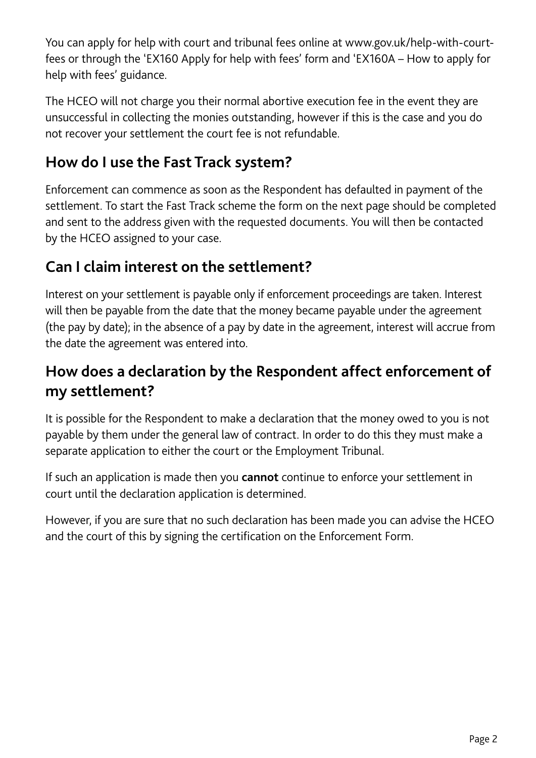You can apply for help with court and tribunal fees online at www.gov.uk/help-with-court-fees or through the 'EX160 Apply for help with fees' form and 'EX160A – How to apply for help with fees' guidance.

The HCEO will not charge you their normal abortive execution fee in the event they are unsuccessful in collecting the monies outstanding, however if this is the case and you do not recover your settlement the court fee is not refundable.

## How do I use the Fast Track system?

Enforcement can commence as soon as the Respondent has defaulted in payment of the settlement. To start the Fast Track scheme the form on the next page should be completed and sent to the address given with the requested documents. You will then be contacted by the HCEO assigned to your case.

## Can I claim interest on the settlement?

Interest on your settlement is payable only if enforcement proceedings are taken. Interest will then be payable from the date that the money became payable under the agreement (the pay by date); in the absence of a pay by date in the agreement, interest will accrue from the date the agreement was entered into.

## How does a declaration by the Respondent affect enforcement of my settlement?

It is possible for the Respondent to make a declaration that the money owed to you is not payable by them under the general law of contract. In order to do this they must make a separate application to either the court or the Employment Tribunal.

If such an application is made then you **cannot** continue to enforce your settlement in court until the declaration application is determined.

However, if you are sure that no such declaration has been made you can advise the HCEO and the court of this by signing the certification on the Enforcement Form.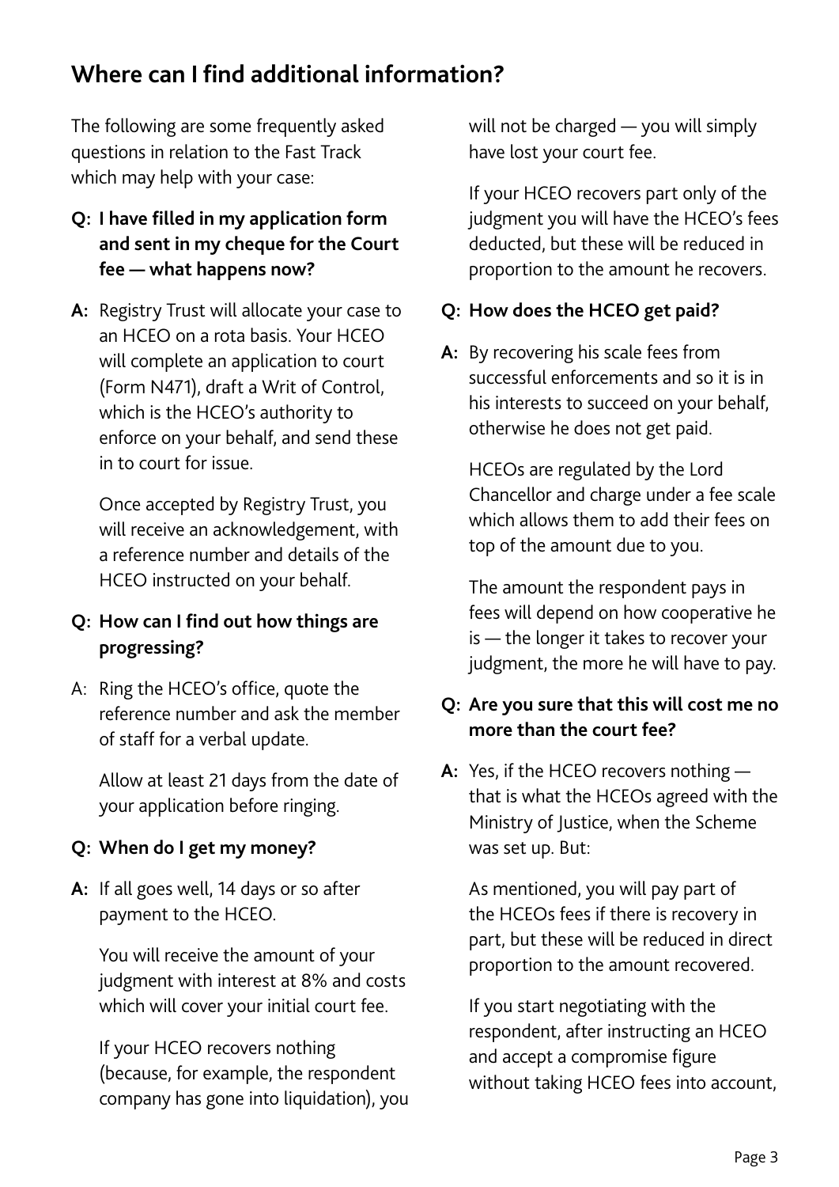## Where can I find additional information?

The following are some frequently asked questions in relation to the Fast Track which may help with your case:

**Q: I have filled in my application form and sent in my cheque for the Court fee — what happens now?**

**A:** Registry Trust will allocate your case to an HCEO on a rota basis. Your HCEO will complete an application to court (Form N471), draft a Writ of Control, which is the HCEO's authority to enforce on your behalf, and send these in to court for issue.

Once accepted by Registry Trust, you will receive an acknowledgement, with a reference number and details of the HCEO instructed on your behalf.

**Q: How can I find out how things are progressing?**

A: Ring the HCEO's office, quote the reference number and ask the member of staff for a verbal update.

Allow at least 21 days from the date of your application before ringing.

**Q: When do I get my money?**

**A:** If all goes well, 14 days or so after payment to the HCEO.

You will receive the amount of your judgment with interest at 8% and costs which will cover your initial court fee.

If your HCEO recovers nothing (because, for example, the respondent company has gone into liquidation), you will not be charged — you will simply have lost your court fee.

If your HCEO recovers part only of the judgment you will have the HCEO's fees deducted, but these will be reduced in proportion to the amount he recovers.

**Q: How does the HCEO get paid?**

**A:** By recovering his scale fees from successful enforcements and so it is in his interests to succeed on your behalf, otherwise he does not get paid.

HCEOs are regulated by the Lord Chancellor and charge under a fee scale which allows them to add their fees on top of the amount due to you.

The amount the respondent pays in fees will depend on how cooperative he is — the longer it takes to recover your judgment, the more he will have to pay.

**Q: Are you sure that this will cost me no more than the court fee?**

**A:** Yes, if the HCEO recovers nothing — that is what the HCEOs agreed with the Ministry of Justice, when the Scheme was set up. But:

As mentioned, you will pay part of the HCEOs fees if there is recovery in part, but these will be reduced in direct proportion to the amount recovered.

If you start negotiating with the respondent, after instructing an HCEO and accept a compromise figure without taking HCEO fees into account,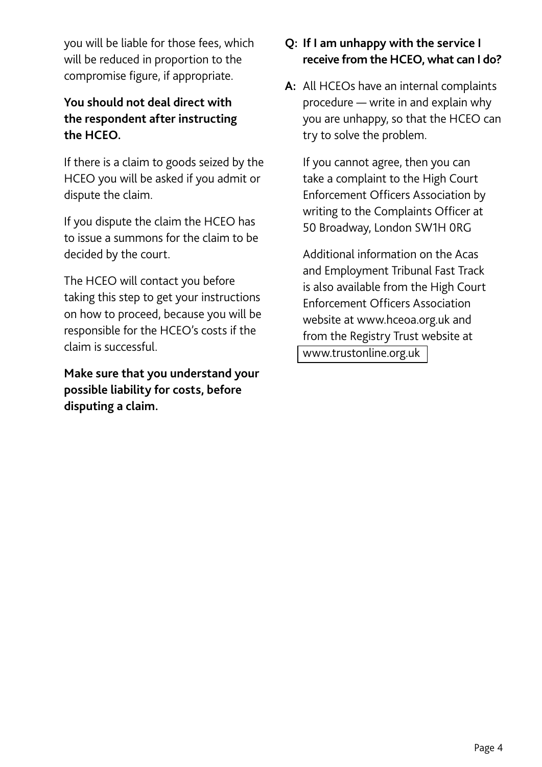you will be liable for those fees, which will be reduced in proportion to the compromise figure, if appropriate.

**You should not deal direct with the respondent after instructing the HCEO.**

If there is a claim to goods seized by the HCEO you will be asked if you admit or dispute the claim.

If you dispute the claim the HCEO has to issue a summons for the claim to be decided by the court.

The HCEO will contact you before taking this step to get your instructions on how to proceed, because you will be responsible for the HCEO's costs if the claim is successful.

**Make sure that you understand your possible liability for costs, before disputing a claim.**

**Q: If I am unhappy with the service I receive from the HCEO, what can I do?**

**A:** All HCEOs have an internal complaints procedure — write in and explain why you are unhappy, so that the HCEO can try to solve the problem.

If you cannot agree, then you can take a complaint to the High Court Enforcement Officers Association by writing to the Complaints Officer at 50 Broadway, London SW1H 0RG

Additional information on the Acas and Employment Tribunal Fast Track is also available from the High Court Enforcement Officers Association website at www.hceoa.org.uk and from the Registry Trust website at www.trustonline.org.uk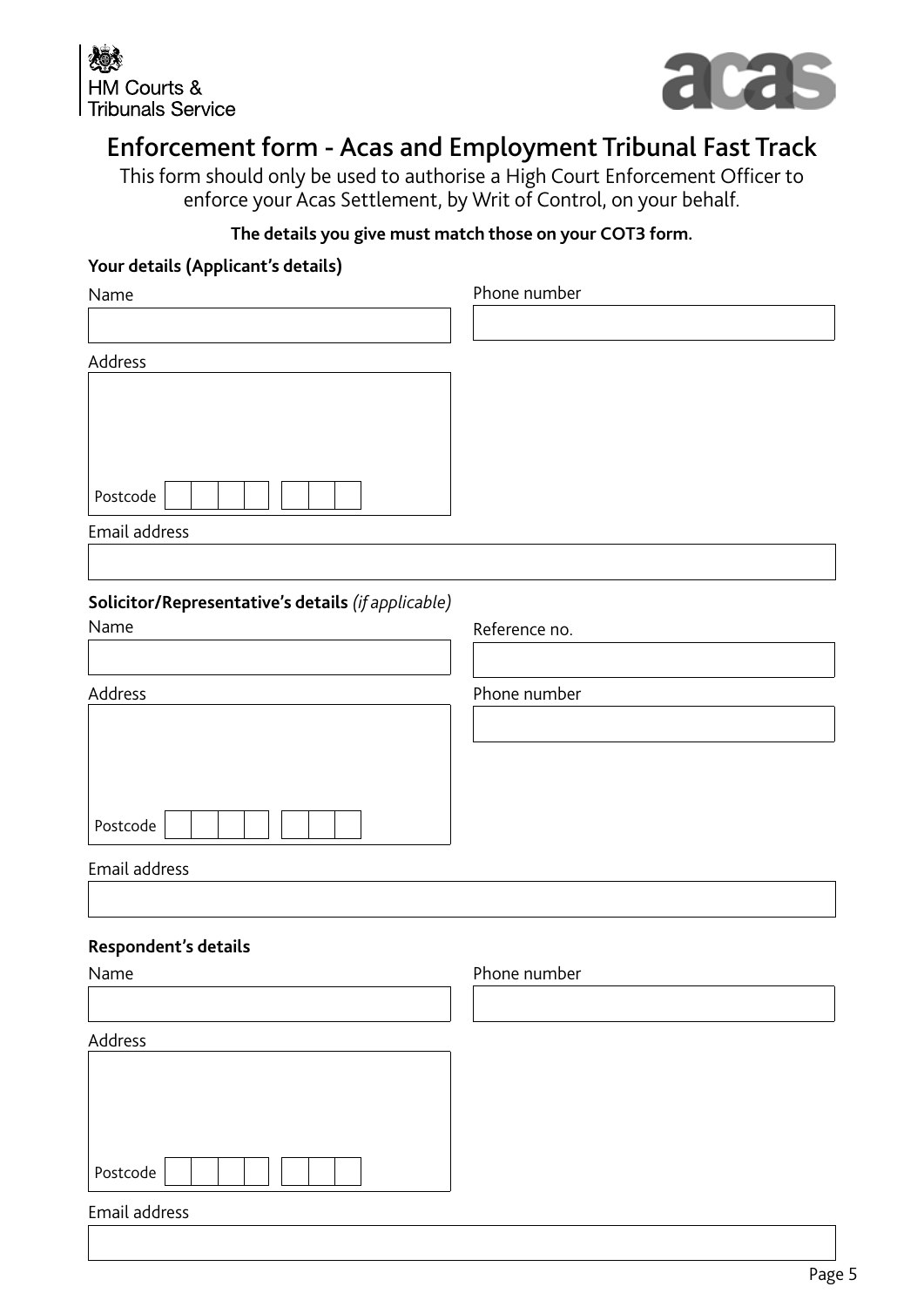HM Courts & Tribunals Service

# Enforcement form - Acas and Employment Tribunal Fast Track

This form should only be used to authorise a High Court Enforcement Officer to enforce your Acas Settlement, by Writ of Control, on your behalf.

**The details you give must match those on your COT3 form.**

### Your details (Applicant's details)

Name

Phone number

Address

Postcode

Email address

### Solicitor/Representative's details *(if applicable)*

Name

Reference no.

Address

Phone number

Postcode

Email address

### Respondent's details

Name

Phone number

Address

Postcode

Email address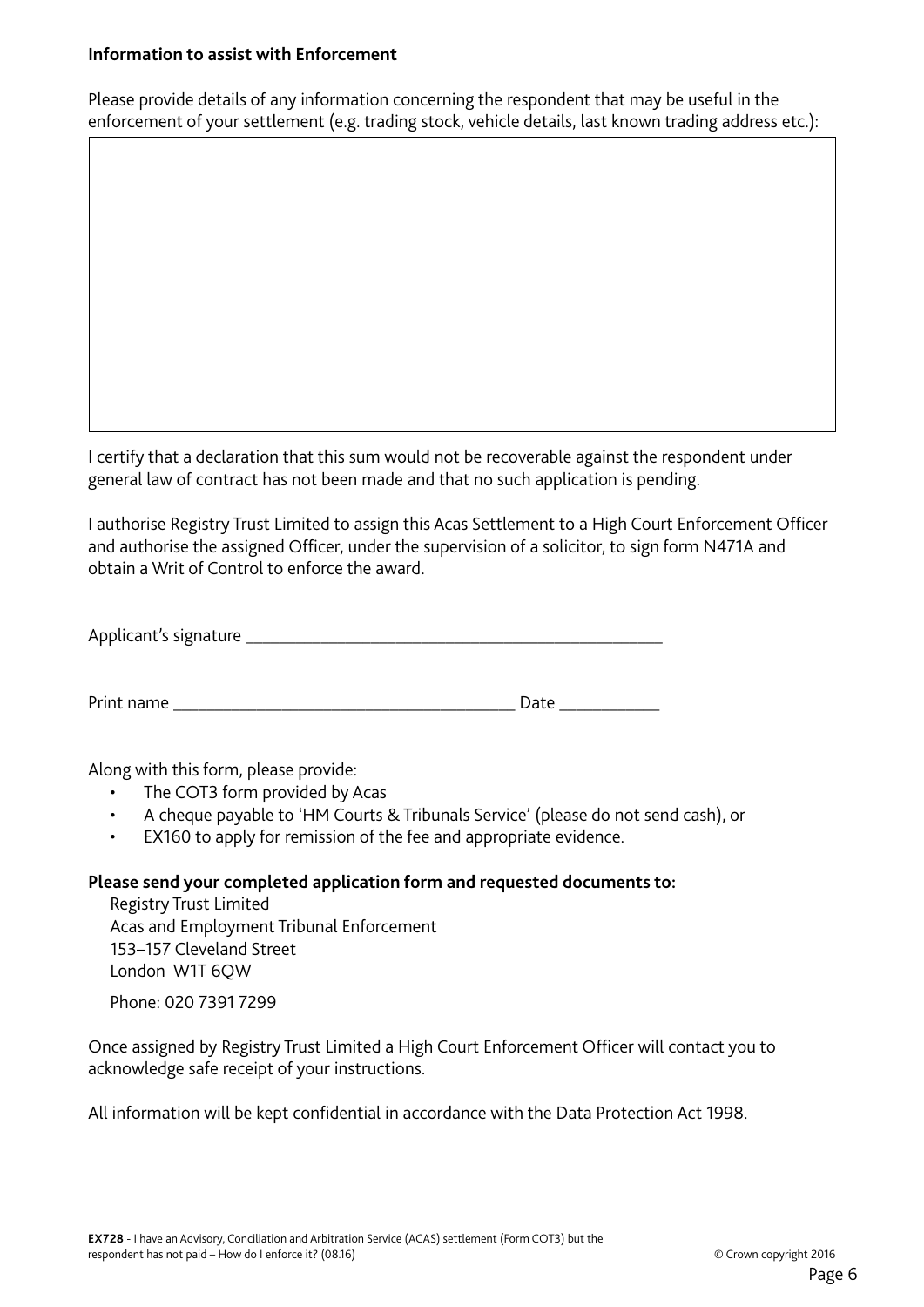**Information to assist with Enforcement**

Please provide details of any information concerning the respondent that may be useful in the enforcement of your settlement (e.g. trading stock, vehicle details, last known trading address etc.):

I certify that a declaration that this sum would not be recoverable against the respondent under general law of contract has not been made and that no such application is pending.

I authorise Registry Trust Limited to assign this Acas Settlement to a High Court Enforcement Officer and authorise the assigned Officer, under the supervision of a solicitor, to sign form N471A and obtain a Writ of Control to enforce the award.

Applicant's signature ______________________________________________

Print name ____________________________________ Date ___________

Along with this form, please provide:

- The COT3 form provided by Acas
- A cheque payable to 'HM Courts & Tribunals Service' (please do not send cash), or
- EX160 to apply for remission of the fee and appropriate evidence.

**Please send your completed application form and requested documents to:**

Registry Trust Limited
Acas and Employment Tribunal Enforcement
153–157 Cleveland Street
London W1T 6QW

Phone: 020 7391 7299

Once assigned by Registry Trust Limited a High Court Enforcement Officer will contact you to acknowledge safe receipt of your instructions.

All information will be kept confidential in accordance with the Data Protection Act 1998.

**EX728** - I have an Advisory, Conciliation and Arbitration Service (ACAS) settlement (Form COT3) but the respondent has not paid – How do I enforce it? (08.16)

© Crown copyright 2016